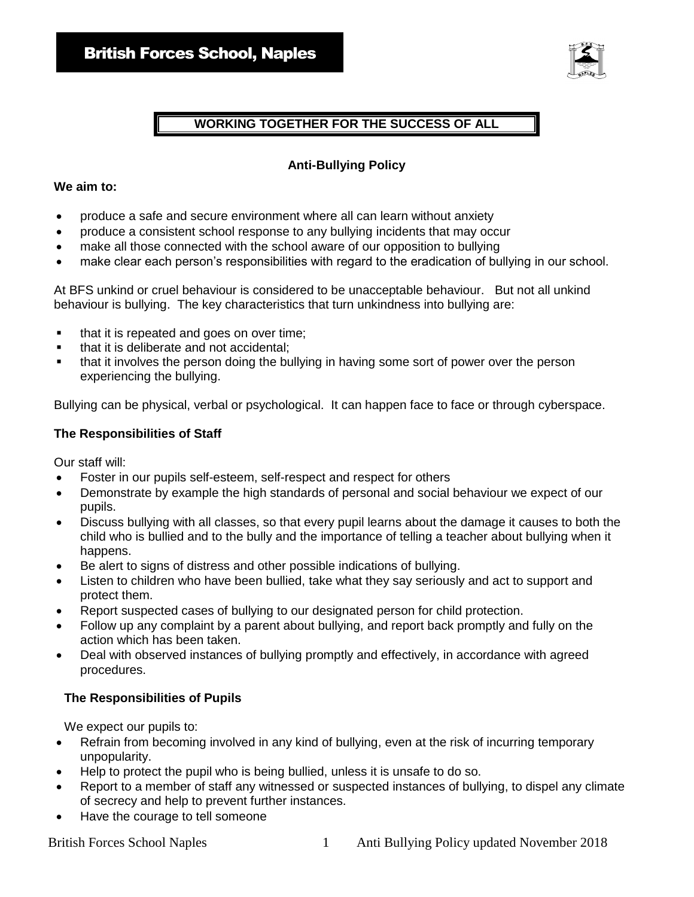# British Forces School, Naples

**WORKING TOGETHER FOR THE SUCCESS OF ALL**

## Anti-Bullying Policy

**We aim to:**

- produce a safe and secure environment where all can learn without anxiety
- produce a consistent school response to any bullying incidents that may occur
- make all those connected with the school aware of our opposition to bullying
- make clear each person's responsibilities with regard to the eradication of bullying in our school.

At BFS unkind or cruel behaviour is considered to be unacceptable behaviour. But not all unkind behaviour is bullying. The key characteristics that turn unkindness into bullying are:

- that it is repeated and goes on over time;
- that it is deliberate and not accidental;
- that it involves the person doing the bullying in having some sort of power over the person experiencing the bullying.

Bullying can be physical, verbal or psychological. It can happen face to face or through cyberspace.

### The Responsibilities of Staff

Our staff will:

- Foster in our pupils self-esteem, self-respect and respect for others
- Demonstrate by example the high standards of personal and social behaviour we expect of our pupils.
- Discuss bullying with all classes, so that every pupil learns about the damage it causes to both the child who is bullied and to the bully and the importance of telling a teacher about bullying when it happens.
- Be alert to signs of distress and other possible indications of bullying.
- Listen to children who have been bullied, take what they say seriously and act to support and protect them.
- Report suspected cases of bullying to our designated person for child protection.
- Follow up any complaint by a parent about bullying, and report back promptly and fully on the action which has been taken.
- Deal with observed instances of bullying promptly and effectively, in accordance with agreed procedures.

### The Responsibilities of Pupils

We expect our pupils to:

- Refrain from becoming involved in any kind of bullying, even at the risk of incurring temporary unpopularity.
- Help to protect the pupil who is being bullied, unless it is unsafe to do so.
- Report to a member of staff any witnessed or suspected instances of bullying, to dispel any climate of secrecy and help to prevent further instances.
- Have the courage to tell someone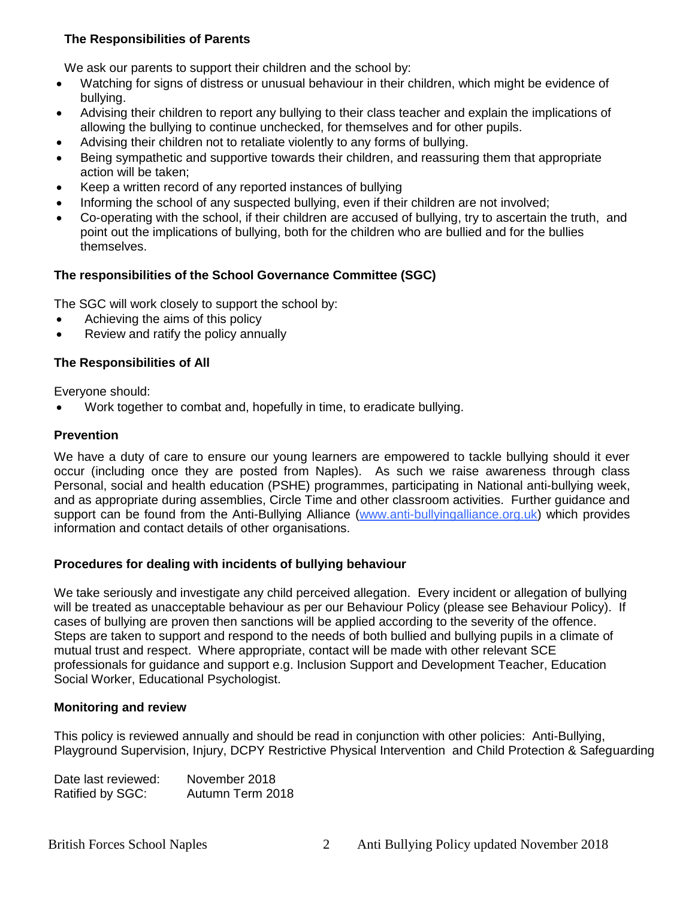**The Responsibilities of Parents**

We ask our parents to support their children and the school by:

- Watching for signs of distress or unusual behaviour in their children, which might be evidence of bullying.
- Advising their children to report any bullying to their class teacher and explain the implications of allowing the bullying to continue unchecked, for themselves and for other pupils.
- Advising their children not to retaliate violently to any forms of bullying.
- Being sympathetic and supportive towards their children, and reassuring them that appropriate action will be taken;
- Keep a written record of any reported instances of bullying
- Informing the school of any suspected bullying, even if their children are not involved;
- Co-operating with the school, if their children are accused of bullying, try to ascertain the truth, and point out the implications of bullying, both for the children who are bullied and for the bullies themselves.

**The responsibilities of the School Governance Committee (SGC)**

The SGC will work closely to support the school by:

- Achieving the aims of this policy
- Review and ratify the policy annually

**The Responsibilities of All**

Everyone should:

- Work together to combat and, hopefully in time, to eradicate bullying.

**Prevention**

We have a duty of care to ensure our young learners are empowered to tackle bullying should it ever occur (including once they are posted from Naples). As such we raise awareness through class Personal, social and health education (PSHE) programmes, participating in National anti-bullying week, and as appropriate during assemblies, Circle Time and other classroom activities. Further guidance and support can be found from the Anti-Bullying Alliance (www.anti-bullyingalliance.org.uk) which provides information and contact details of other organisations.

**Procedures for dealing with incidents of bullying behaviour**

We take seriously and investigate any child perceived allegation. Every incident or allegation of bullying will be treated as unacceptable behaviour as per our Behaviour Policy (please see Behaviour Policy). If cases of bullying are proven then sanctions will be applied according to the severity of the offence. Steps are taken to support and respond to the needs of both bullied and bullying pupils in a climate of mutual trust and respect. Where appropriate, contact will be made with other relevant SCE professionals for guidance and support e.g. Inclusion Support and Development Teacher, Education Social Worker, Educational Psychologist.

**Monitoring and review**

This policy is reviewed annually and should be read in conjunction with other policies: Anti-Bullying, Playground Supervision, Injury, DCPY Restrictive Physical Intervention and Child Protection & Safeguarding

Date last reviewed: November 2018
Ratified by SGC: Autumn Term 2018